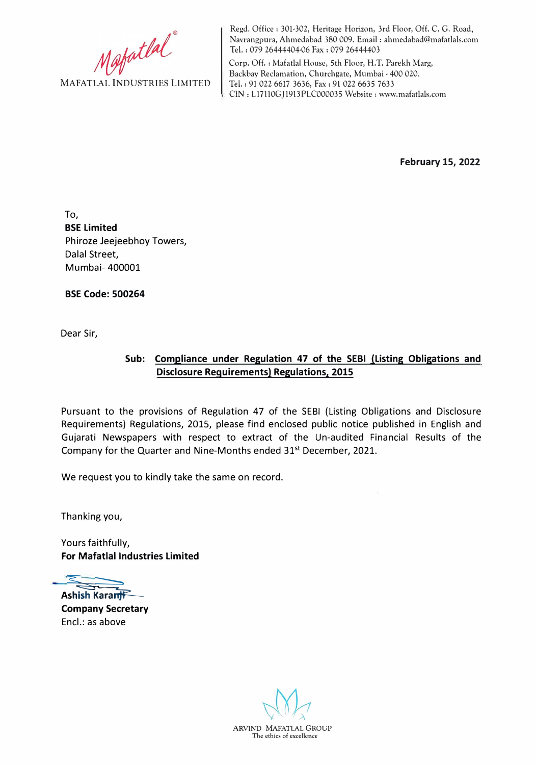Mafatlal®

MAFATLAL INDUSTRIES LIMITED

Regd. Office : 301-302, Heritage Horizon, 3rd Floor, Off. C. G. Road, Navrangpura, Ahmedabad 380 009. Email : ahmedabad@mafatlals.com
Tel. : 079 26444404-06 Fax : 079 26444403

Corp. Off. : Mafatlal House, 5th Floor, H.T. Parekh Marg, Backbay Reclamation, Churchgate, Mumbai - 400 020.
Tel. : 91 022 6617 3636, Fax : 91 022 6635 7633
CIN : L17110GJ1913PLC000035 Website : www.mafatlals.com

**February 15, 2022**

To,
**BSE Limited**
Phiroze Jeejeebhoy Towers,
Dalal Street,
Mumbai- 400001

**BSE Code: 500264**

Dear Sir,

**Sub: Compliance under Regulation 47 of the SEBI (Listing Obligations and Disclosure Requirements) Regulations, 2015**

Pursuant to the provisions of Regulation 47 of the SEBI (Listing Obligations and Disclosure Requirements) Regulations, 2015, please find enclosed public notice published in English and Gujarati Newspapers with respect to extract of the Un-audited Financial Results of the Company for the Quarter and Nine-Months ended 31st December, 2021.

We request you to kindly take the same on record.

Thanking you,

Yours faithfully,
**For Mafatlal Industries Limited**

**Ashish Karanji**
**Company Secretary**
Encl.: as above

ARVIND MAFATLAL GROUP
The ethics of excellence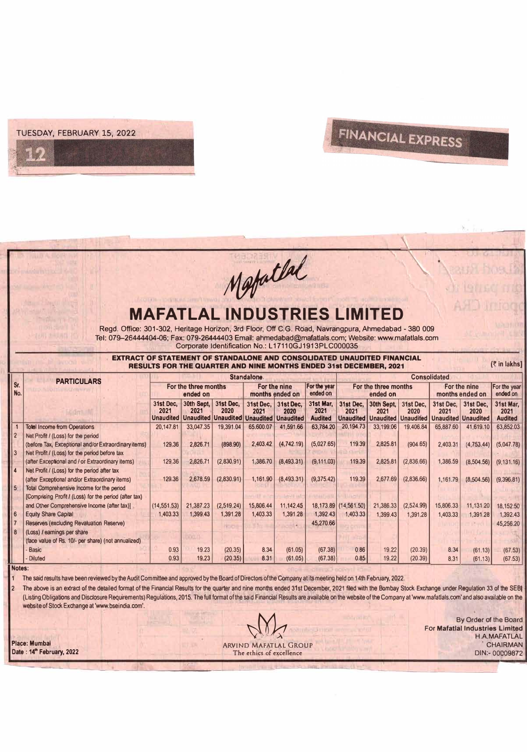Mafatlal

# MAFATLAL INDUSTRIES LIMITED

Regd. Office: 301-302, Heritage Horizon, 3rd Floor, Off C.G. Road, Navrangpura, Ahmedabad - 380 009
Tel: 079–26444404-06; Fax: 079-26444403 Email: ahmedabad@mafatlals.com; Website: www.mafatlals.com
Corporate Identification No.: L17110GJ1913PLC000035

## EXTRACT OF STATEMENT OF STANDALONE AND CONSOLIDATED UNAUDITED FINANCIAL RESULTS FOR THE QUARTER AND NINE MONTHS ENDED 31st DECEMBER, 2021

(₹ in lakhs)

| Sr. No. | PARTICULARS | Standalone | | | | | | Consolidated | | | | | |
|---|---|---|---|---|---|---|---|---|---|---|---|---|---|
| | | For the three months ended on | | | For the nine months ended on | | For the year ended on | For the three months ended on | | | For the nine months ended on | | For the year ended on |
| | | 31st Dec, 2021 Unaudited | 30th Sept, 2021 Unaudited | 31st Dec, 2020 Unaudited | 31st Dec, 2021 Unaudited | 31st Dec, 2020 Unaudited | 31st Mar, 2021 Audited | 31st Dec, 2021 Unaudited | 30th Sept, 2021 Unaudited | 31st Dec, 2020 Unaudited | 31st Dec, 2021 Unaudited | 31st Dec, 2020 Unaudited | 31st Mar, 2021 Audited |
| 1 | Total Income from Operations | 20,147.81 | 33,047.35 | 19,391.04 | 65,600.07 | 41,591.66 | 63,784.20 | 20,194.73 | 33,199.06 | 19,406.84 | 65,887.60 | 41,619.10 | 63,852.03 |
| 2 | Net Profit / (Loss) for the period (before Tax, Exceptional and/or Extraordinary items) | 129.36 | 2,826.71 | (898.90) | 2,403.42 | (4,742.19) | (5,027.65) | 119.39 | 2,825.81 | (904.65) | 2,403.31 | (4,753.44) | (5,047.78) |
| 3 | Net Profit / (Loss) for the period before tax (after Exceptional and / or Extraordinary items) | 129.36 | 2,826.71 | (2,830.91) | 1,386.70 | (8,493.31) | (9,111.03) | 119.39 | 2,825.81 | (2,836.66) | 1,386.59 | (8,504.56) | (9,131.16) |
| 4 | Net Profit / (Loss) for the period after tax (after Exceptional and/or Extraordinary items) | 129.36 | 2,678.59 | (2,830.91) | 1,161.90 | (8,493.31) | (9,375.42) | 119.39 | 2,677.69 | (2,836.66) | 1,161.79 | (8,504.56) | (9,396.81) |
| 5 | Total Comprehensive Income for the period [Comprising Profit / (Loss) for the period (after tax) and Other Comprehensive Income (after tax)] | (14,551.53) | 21,387.23 | (2,519.24) | 15,806.44 | 11,142.45 | 18,173.89 | (14,561.50) | 21,386.33 | (2,524.99) | 15,806.33 | 11,131.20 | 18,152.50 |
| 6 | Equity Share Capital | 1,403.33 | 1,399.43 | 1,391.28 | 1,403.33 | 1,391.28 | 1,392.43 | 1,403.33 | 1,399.43 | 1,391.28 | 1,403.33 | 1,391.28 | 1,392.43 |
| 7 | Reserves (excluding Revaluation Reserve) | | | | | - | 45,270.66 | | | | | | 45,256.20 |
| 8 | (Loss) / earnings per share (face value of Rs. 10/- per share) (not annualized) | | | | | | | | | | | | |
| | - Basic | 0.93 | 19.23 | (20.35) | 8.34 | (61.05) | (67.38) | 0.86 | 19.22 | (20.39) | 8.34 | (61.13) | (67.53) |
| | - Diluted | 0.93 | 19.23 | (20.35) | 8.31 | (61.05) | (67.38) | 0.85 | 19.22 | (20.39) | 8.31 | (61.13) | (67.53) |

**Notes:**

1. The said results have been reviewed by the Audit Committee and approved by the Board of Directors of the Company at its meeting held on 14th February, 2022.
2. The above is an extract of the detailed format of the Financial Results for the quarter and nine months ended 31st December, 2021 filed with the Bombay Stock Exchange under Regulation 33 of the SEBI (Listing Obligations and Disclosure Requirements) Regulations, 2015. The full format of the said Financial Results are available on the website of the Company at 'www.mafatlals.com' and also available on the website of Stock Exchange at 'www.bseindia.com'.

**Place: Mumbai**
**Date : 14th February, 2022**

ARVIND MAFATLAL GROUP
The ethics of excellence

By Order of the Board
For **Mafatlal Industries Limited**
H.A.MAFATLAL
CHAIRMAN
DIN:- 00009872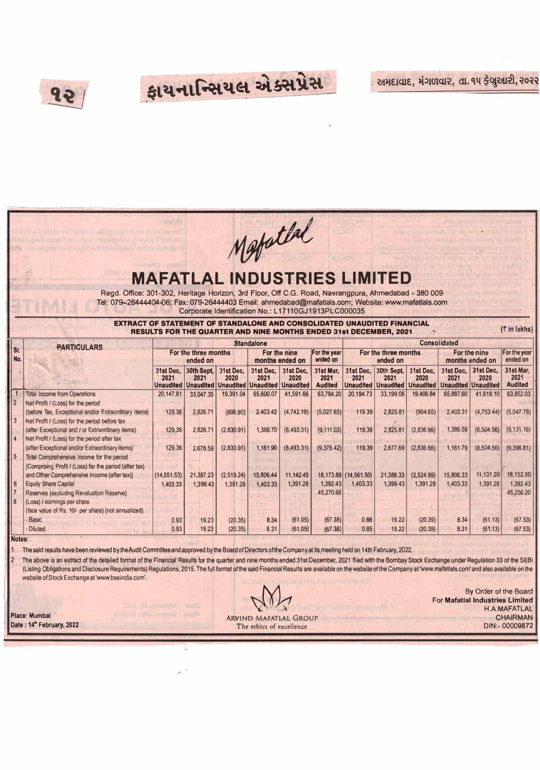ફાયનાન્સિયલ એક્સપ્રેસ

અમદાવાદ, મંગળવાર, તા. ૧૫ ફેબ્રુઆરી, ૨૦૨૨

# MAFATLAL INDUSTRIES LIMITED

Regd. Office: 301-302, Heritage Horizon, 3rd Floor, Off C.G. Road, Navrangpura, Ahmedabad - 380 009
Tel: 079-26444404-06; Fax: 079-26444403 Email: ahmedabad@mafatlals.com; Website: www.mafatlals.com
Corporate Identification No.: L17110GJ1913PLC000035

**EXTRACT OF STATEMENT OF STANDALONE AND CONSOLIDATED UNAUDITED FINANCIAL RESULTS FOR THE QUARTER AND NINE MONTHS ENDED 31st DECEMBER, 2021**

(₹ in lakhs)

| Sr. No. | PARTICULARS | Standalone | | | | | | Consolidated | | | | | |
|---|---|---|---|---|---|---|---|---|---|---|---|---|---|
| | | For the three months ended on | | | For the nine months ended on | | For the year ended on | For the three months ended on | | | For the nine months ended on | | For the year ended on |
| | | 31st Dec, 2021 Unaudited | 30th Sept, 2021 Unaudited | 31st Dec, 2020 Unaudited | 31st Dec, 2021 Unaudited | 31st Dec, 2020 Unaudited | 31st Mar, 2021 Audited | 31st Dec, 2021 Unaudited | 30th Sept, 2021 Unaudited | 31st Dec, 2020 Unaudited | 31st Dec, 2021 Unaudited | 31st Dec, 2020 Unaudited | 31st Mar, 2021 Audited |
| 1 | Total Income from Operations | 20,147.81 | 33,047.35 | 19,391.04 | 65,600.07 | 41,591.66 | 63,784.20 | 20,194.73 | 33,199.06 | 19,406.84 | 65,887.60 | 41,619.10 | 63,852.03 |
| 2 | Net Profit / (Loss) for the period (before Tax, Exceptional and/or Extraordinary items) | 129.36 | 2,826.71 | (898.90) | 2,403.42 | (4,742.19) | (5,027.65) | 119.39 | 2,825.81 | (904.65) | 2,403.31 | (4,753.44) | (5,047.78) |
| 3 | Net Profit / (Loss) for the period before tax (after Exceptional and / or Extraordinary items) | 129.36 | 2,826.71 | (2,830.91) | 1,386.70 | (8,493.31) | (9,111.03) | 119.39 | 2,825.81 | (2,836.66) | 1,386.59 | (8,504.56) | (9,131.16) |
| 4 | Net Profit / (Loss) for the period after tax (after Exceptional and/or Extraordinary items) | 129.36 | 2,678.59 | (2,830.91) | 1,161.90 | (8,493.31) | (9,375.42) | 119.39 | 2,677.69 | (2,836.66) | 1,161.79 | (8,504.56) | (9,396.81) |
| 5 | Total Comprehensive Income for the period [Comprising Profit / (Loss) for the period (after tax) and Other Comprehensive Income (after tax)] | (14,551.53) | 21,387.23 | (2,519.24) | 15,806.44 | 11,142.45 | 18,173.89 | (14,561.50) | 21,386.33 | (2,524.99) | 15,806.33 | 11,131.20 | 18,152.50 |
| 6 | Equity Share Capital | 1,403.33 | 1,399.43 | 1,391.28 | 1,403.33 | 1,391.28 | 1,392.43 | 1,403.33 | 1,399.43 | 1,391.28 | 1,403.33 | 1,391.28 | 1,392.43 |
| 7 | Reserves (excluding Revaluation Reserve) | | | | | | 45,270.66 | | | | | | 45,256.20 |
| 8 | (Loss) / earnings per share (face value of Rs. 10/- per share) (not annualized) | | | | | | | | | | | | |
| | - Basic | 0.93 | 19.23 | (20.35) | 8.34 | (61.05) | (67.38) | 0.86 | 19.22 | (20.39) | 8.34 | (61.13) | (67.53) |
| | - Diluted | 0.93 | 19.23 | (20.35) | 8.31 | (61.05) | (67.38) | 0.85 | 19.22 | (20.39) | 8.31 | (61.13) | (67.53) |

**Notes:**

1. The said results have been reviewed by the Audit Committee and approved by the Board of Directors of the Company at its meeting held on 14th February, 2022.
2. The above is an extract of the detailed format of the Financial Results for the quarter and nine months ended 31st December, 2021 filed with the Bombay Stock Exchange under Regulation 33 of the SEBI (Listing Obligations and Disclosure Requirements) Regulations, 2015. The full format of the said Financial Results are available on the website of the Company at 'www.mafatlals.com' and also available on the website of Stock Exchange at 'www.bseindia.com'.

**Place: Mumbai**
**Date : 14th February, 2022**

ARVIND MAFATLAL GROUP
The ethics of excellence

By Order of the Board
For **Mafatlal Industries Limited**
H.A.MAFATLAL
CHAIRMAN
DIN:- 00009872